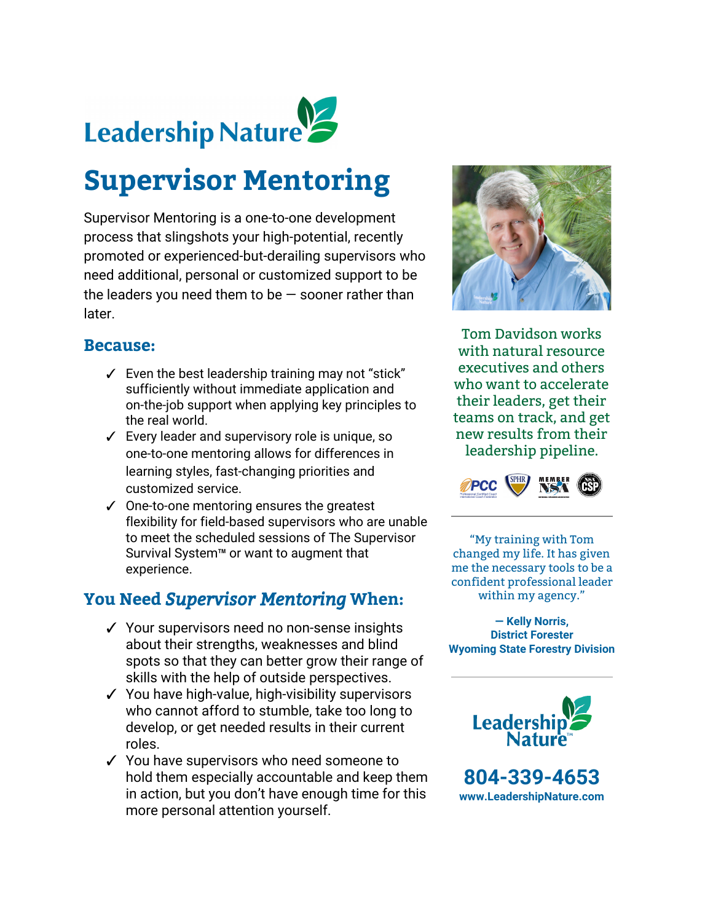Leadership Nature

# Supervisor Mentoring

Supervisor Mentoring is a one-to-one development process that slingshots your high-potential, recently promoted or experienced-but-derailing supervisors who need additional, personal or customized support to be the leaders you need them to be — sooner rather than later.

## Because:

- ✓ Even the best leadership training may not "stick" sufficiently without immediate application and on-the-job support when applying key principles to the real world.
- ✓ Every leader and supervisory role is unique, so one-to-one mentoring allows for differences in learning styles, fast-changing priorities and customized service.
- ✓ One-to-one mentoring ensures the greatest flexibility for field-based supervisors who are unable to meet the scheduled sessions of The Supervisor Survival System™ or want to augment that experience.

## You Need *Supervisor Mentoring* When:

- ✓ Your supervisors need no non-sense insights about their strengths, weaknesses and blind spots so that they can better grow their range of skills with the help of outside perspectives.
- ✓ You have high-value, high-visibility supervisors who cannot afford to stumble, take too long to develop, or get needed results in their current roles.
- ✓ You have supervisors who need someone to hold them especially accountable and keep them in action, but you don't have enough time for this more personal attention yourself.

Tom Davidson works with natural resource executives and others who want to accelerate their leaders, get their teams on track, and get new results from their leadership pipeline.

PCC | SPHR | MEMBER NSA | CSP

---

"My training with Tom changed my life. It has given me the necessary tools to be a confident professional leader within my agency."

**— Kelly Norris,**
**District Forester**
**Wyoming State Forestry Division**

---

Leadership Nature™

**804-339-4653**

**www.LeadershipNature.com**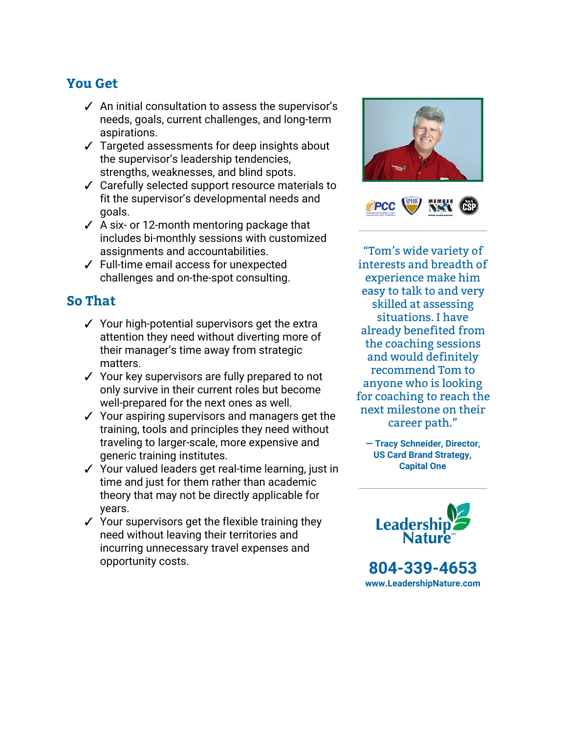## You Get

- ✓ An initial consultation to assess the supervisor's needs, goals, current challenges, and long-term aspirations.
- ✓ Targeted assessments for deep insights about the supervisor's leadership tendencies, strengths, weaknesses, and blind spots.
- ✓ Carefully selected support resource materials to fit the supervisor's developmental needs and goals.
- ✓ A six- or 12-month mentoring package that includes bi-monthly sessions with customized assignments and accountabilities.
- ✓ Full-time email access for unexpected challenges and on-the-spot consulting.

## So That

- ✓ Your high-potential supervisors get the extra attention they need without diverting more of their manager's time away from strategic matters.
- ✓ Your key supervisors are fully prepared to not only survive in their current roles but become well-prepared for the next ones as well.
- ✓ Your aspiring supervisors and managers get the training, tools and principles they need without traveling to larger-scale, more expensive and generic training institutes.
- ✓ Your valued leaders get real-time learning, just in time and just for them rather than academic theory that may not be directly applicable for years.
- ✓ Your supervisors get the flexible training they need without leaving their territories and incurring unnecessary travel expenses and opportunity costs.

"Tom's wide variety of interests and breadth of experience make him easy to talk to and very skilled at assessing situations. I have already benefited from the coaching sessions and would definitely recommend Tom to anyone who is looking for coaching to reach the next milestone on their career path."

**— Tracy Schneider, Director, US Card Brand Strategy, Capital One**

Leadership Nature™

**804-339-4653**

**www.LeadershipNature.com**